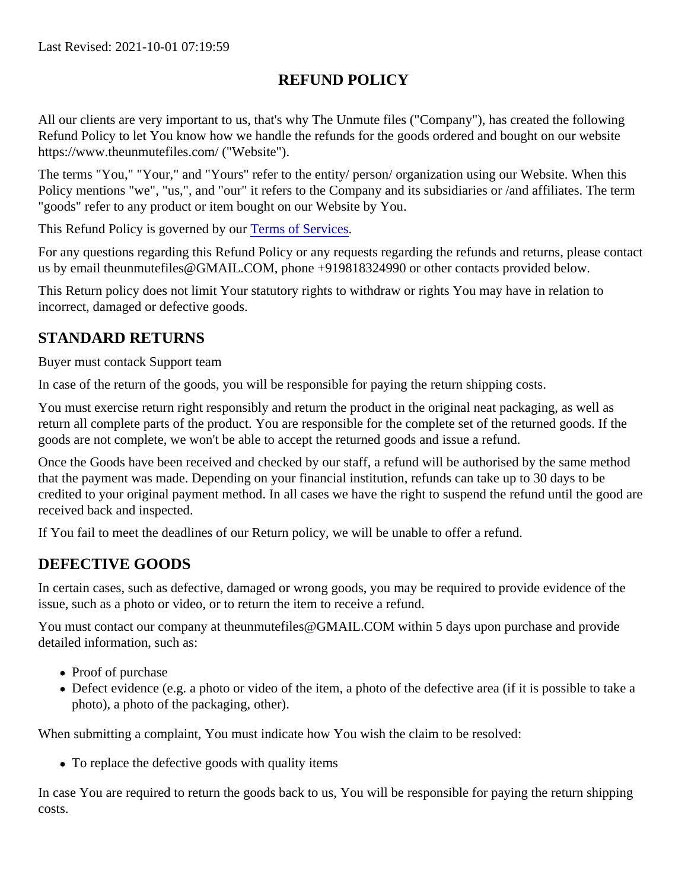Last Revised: 2021-10-01 07:19:59

# REFUND POLICY

All our clients are very important to us, that's why The Unmute files ("Company"), has created the following Refund Policy to let You know how we handle the refunds for the goods ordered and bought on our website https://www.theunmutefiles.com/ ("Website").

The terms "You," "Your," and "Yours" refer to the entity/ person/ organization using our Website. When this Policy mentions "we", "us,", and "our" it refers to the Company and its subsidiaries or /and affiliates. The term "goods" refer to any product or item bought on our Website by You.

This Refund Policy is governed by our Terms of Services.

For any questions regarding this Refund Policy or any requests regarding the refunds and returns, please contact us by email theunmutefiles@GMAIL.COM, phone +919818324990 or other contacts provided below.

This Return policy does not limit Your statutory rights to withdraw or rights You may have in relation to incorrect, damaged or defective goods.

## STANDARD RETURNS

Buyer must contack Support team

In case of the return of the goods, you will be responsible for paying the return shipping costs.

You must exercise return right responsibly and return the product in the original neat packaging, as well as return all complete parts of the product. You are responsible for the complete set of the returned goods. If the goods are not complete, we won't be able to accept the returned goods and issue a refund.

Once the Goods have been received and checked by our staff, a refund will be authorised by the same method that the payment was made. Depending on your financial institution, refunds can take up to 30 days to be credited to your original payment method. In all cases we have the right to suspend the refund until the good are received back and inspected.

If You fail to meet the deadlines of our Return policy, we will be unable to offer a refund.

## DEFECTIVE GOODS

In certain cases, such as defective, damaged or wrong goods, you may be required to provide evidence of the issue, such as a photo or video, or to return the item to receive a refund.

You must contact our company at theunmutefiles@GMAIL.COM within 5 days upon purchase and provide detailed information, such as:

- Proof of purchase
- Defect evidence (e.g. a photo or video of the item, a photo of the defective area (if it is possible to take a photo), a photo of the packaging, other).

When submitting a complaint, You must indicate how You wish the claim to be resolved:

- To replace the defective goods with quality items

In case You are required to return the goods back to us, You will be responsible for paying the return shipping costs.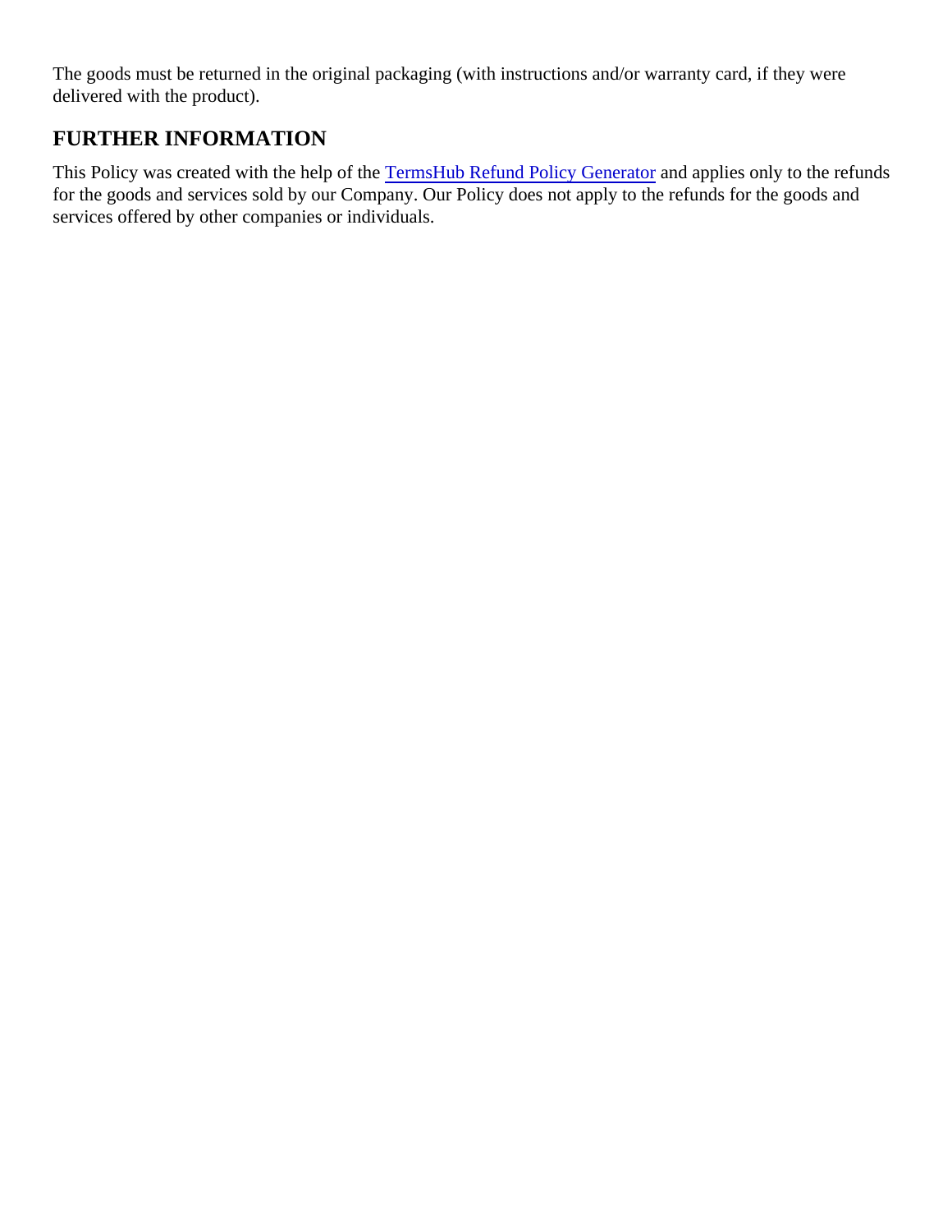The goods must be returned in the original packaging (with instructions and/or warranty card, if they were delivered with the product).

## FURTHER INFORMATION

This Policy was created with the help of the TermsHub Refund Policy Generator and applies only to the refunds for the goods and services sold by our Company. Our Policy does not apply to the refunds for the goods and services offered by other companies or individuals.